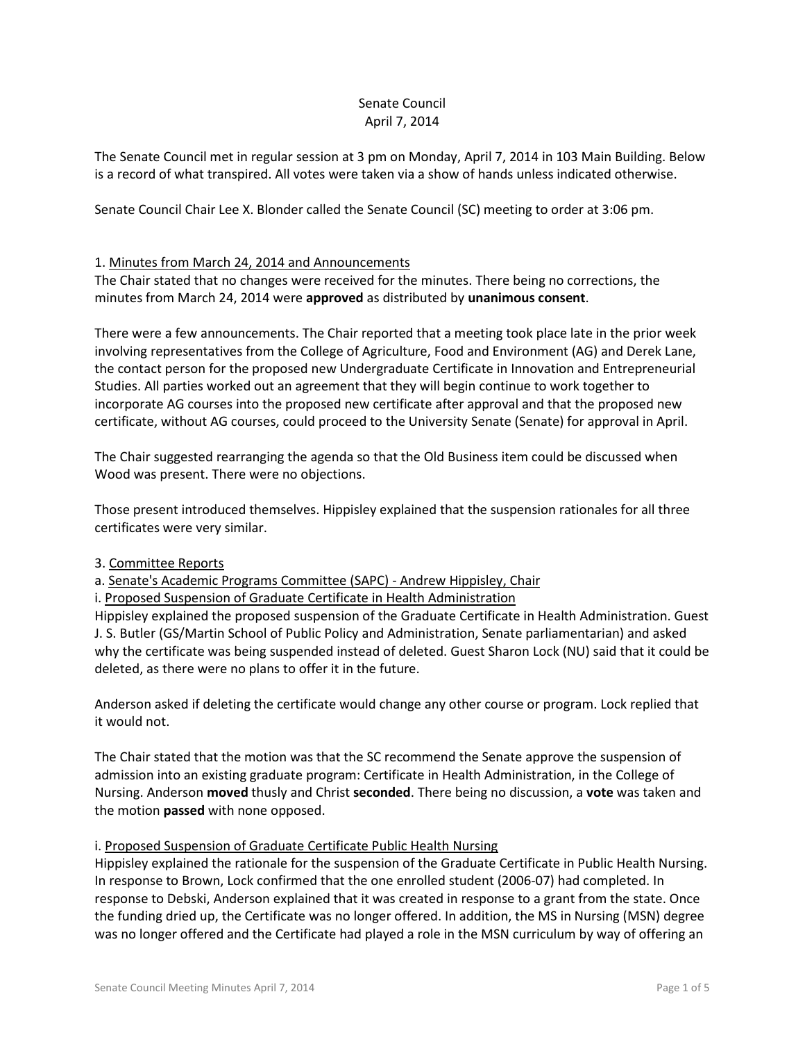Senate Council
April 7, 2014

The Senate Council met in regular session at 3 pm on Monday, April 7, 2014 in 103 Main Building. Below is a record of what transpired. All votes were taken via a show of hands unless indicated otherwise.

Senate Council Chair Lee X. Blonder called the Senate Council (SC) meeting to order at 3:06 pm.

1. Minutes from March 24, 2014 and Announcements
The Chair stated that no changes were received for the minutes. There being no corrections, the minutes from March 24, 2014 were **approved** as distributed by **unanimous consent**.

There were a few announcements. The Chair reported that a meeting took place late in the prior week involving representatives from the College of Agriculture, Food and Environment (AG) and Derek Lane, the contact person for the proposed new Undergraduate Certificate in Innovation and Entrepreneurial Studies. All parties worked out an agreement that they will begin continue to work together to incorporate AG courses into the proposed new certificate after approval and that the proposed new certificate, without AG courses, could proceed to the University Senate (Senate) for approval in April.

The Chair suggested rearranging the agenda so that the Old Business item could be discussed when Wood was present. There were no objections.

Those present introduced themselves. Hippisley explained that the suspension rationales for all three certificates were very similar.

3. Committee Reports
a. Senate's Academic Programs Committee (SAPC) - Andrew Hippisley, Chair
i. Proposed Suspension of Graduate Certificate in Health Administration
Hippisley explained the proposed suspension of the Graduate Certificate in Health Administration. Guest J. S. Butler (GS/Martin School of Public Policy and Administration, Senate parliamentarian) and asked why the certificate was being suspended instead of deleted. Guest Sharon Lock (NU) said that it could be deleted, as there were no plans to offer it in the future.

Anderson asked if deleting the certificate would change any other course or program. Lock replied that it would not.

The Chair stated that the motion was that the SC recommend the Senate approve the suspension of admission into an existing graduate program: Certificate in Health Administration, in the College of Nursing. Anderson **moved** thusly and Christ **seconded**. There being no discussion, a **vote** was taken and the motion **passed** with none opposed.

i. Proposed Suspension of Graduate Certificate Public Health Nursing
Hippisley explained the rationale for the suspension of the Graduate Certificate in Public Health Nursing. In response to Brown, Lock confirmed that the one enrolled student (2006-07) had completed. In response to Debski, Anderson explained that it was created in response to a grant from the state. Once the funding dried up, the Certificate was no longer offered. In addition, the MS in Nursing (MSN) degree was no longer offered and the Certificate had played a role in the MSN curriculum by way of offering an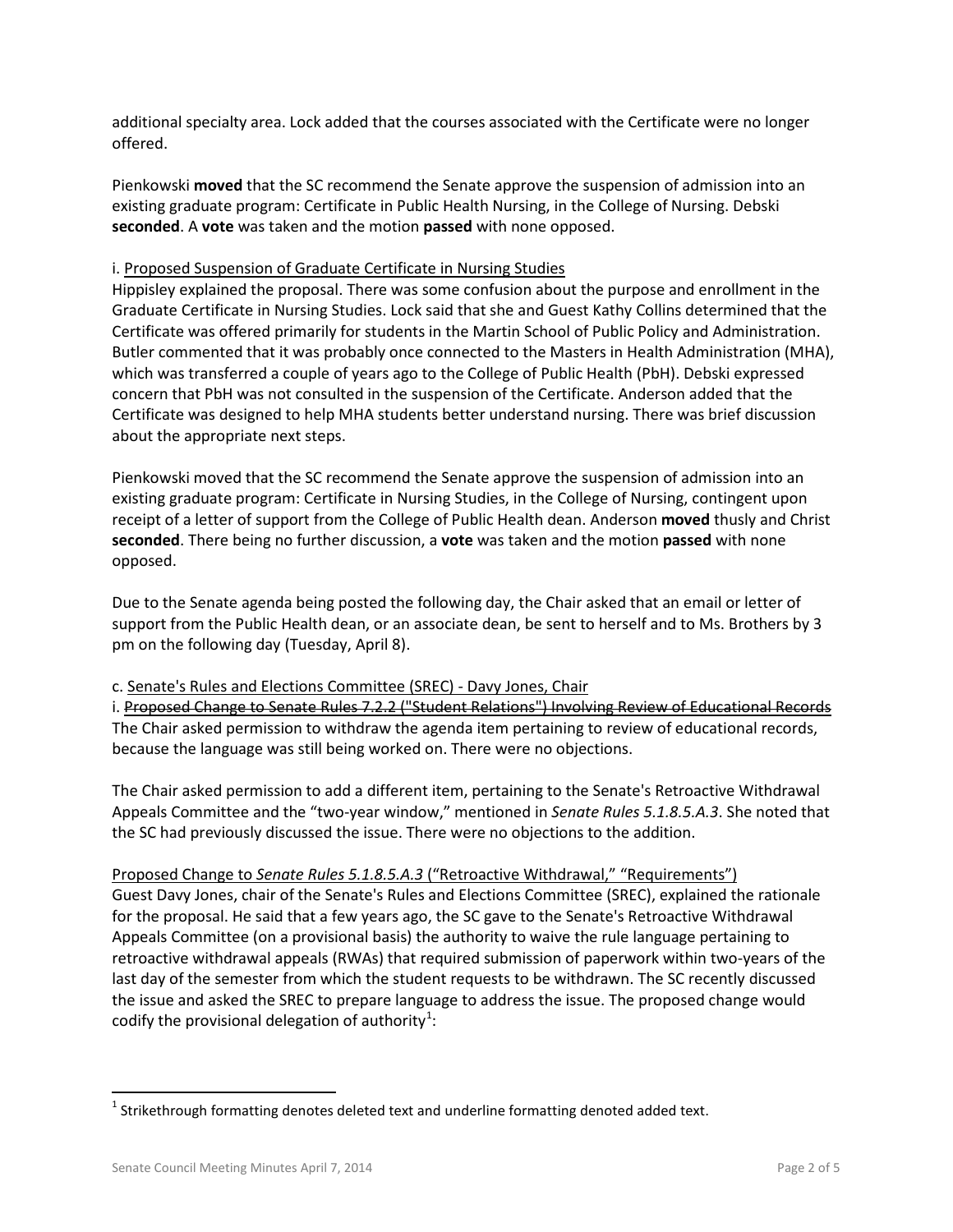additional specialty area. Lock added that the courses associated with the Certificate were no longer offered.

Pienkowski **moved** that the SC recommend the Senate approve the suspension of admission into an existing graduate program: Certificate in Public Health Nursing, in the College of Nursing. Debski **seconded**. A **vote** was taken and the motion **passed** with none opposed.

i. <u>Proposed Suspension of Graduate Certificate in Nursing Studies</u>
Hippisley explained the proposal. There was some confusion about the purpose and enrollment in the Graduate Certificate in Nursing Studies. Lock said that she and Guest Kathy Collins determined that the Certificate was offered primarily for students in the Martin School of Public Policy and Administration. Butler commented that it was probably once connected to the Masters in Health Administration (MHA), which was transferred a couple of years ago to the College of Public Health (PbH). Debski expressed concern that PbH was not consulted in the suspension of the Certificate. Anderson added that the Certificate was designed to help MHA students better understand nursing. There was brief discussion about the appropriate next steps.

Pienkowski moved that the SC recommend the Senate approve the suspension of admission into an existing graduate program: Certificate in Nursing Studies, in the College of Nursing, contingent upon receipt of a letter of support from the College of Public Health dean. Anderson **moved** thusly and Christ **seconded**. There being no further discussion, a **vote** was taken and the motion **passed** with none opposed.

Due to the Senate agenda being posted the following day, the Chair asked that an email or letter of support from the Public Health dean, or an associate dean, be sent to herself and to Ms. Brothers by 3 pm on the following day (Tuesday, April 8).

c. <u>Senate's Rules and Elections Committee (SREC) - Davy Jones, Chair</u>
i. ~~Proposed Change to Senate Rules 7.2.2 ("Student Relations") Involving Review of Educational Records~~
The Chair asked permission to withdraw the agenda item pertaining to review of educational records, because the language was still being worked on. There were no objections.

The Chair asked permission to add a different item, pertaining to the Senate's Retroactive Withdrawal Appeals Committee and the "two-year window," mentioned in *Senate Rules 5.1.8.5.A.3*. She noted that the SC had previously discussed the issue. There were no objections to the addition.

<u>Proposed Change to *Senate Rules 5.1.8.5.A.3* ("Retroactive Withdrawal," "Requirements")</u>
Guest Davy Jones, chair of the Senate's Rules and Elections Committee (SREC), explained the rationale for the proposal. He said that a few years ago, the SC gave to the Senate's Retroactive Withdrawal Appeals Committee (on a provisional basis) the authority to waive the rule language pertaining to retroactive withdrawal appeals (RWAs) that required submission of paperwork within two-years of the last day of the semester from which the student requests to be withdrawn. The SC recently discussed the issue and asked the SREC to prepare language to address the issue. The proposed change would codify the provisional delegation of authority[1]:

[1] Strikethrough formatting denotes deleted text and underline formatting denoted added text.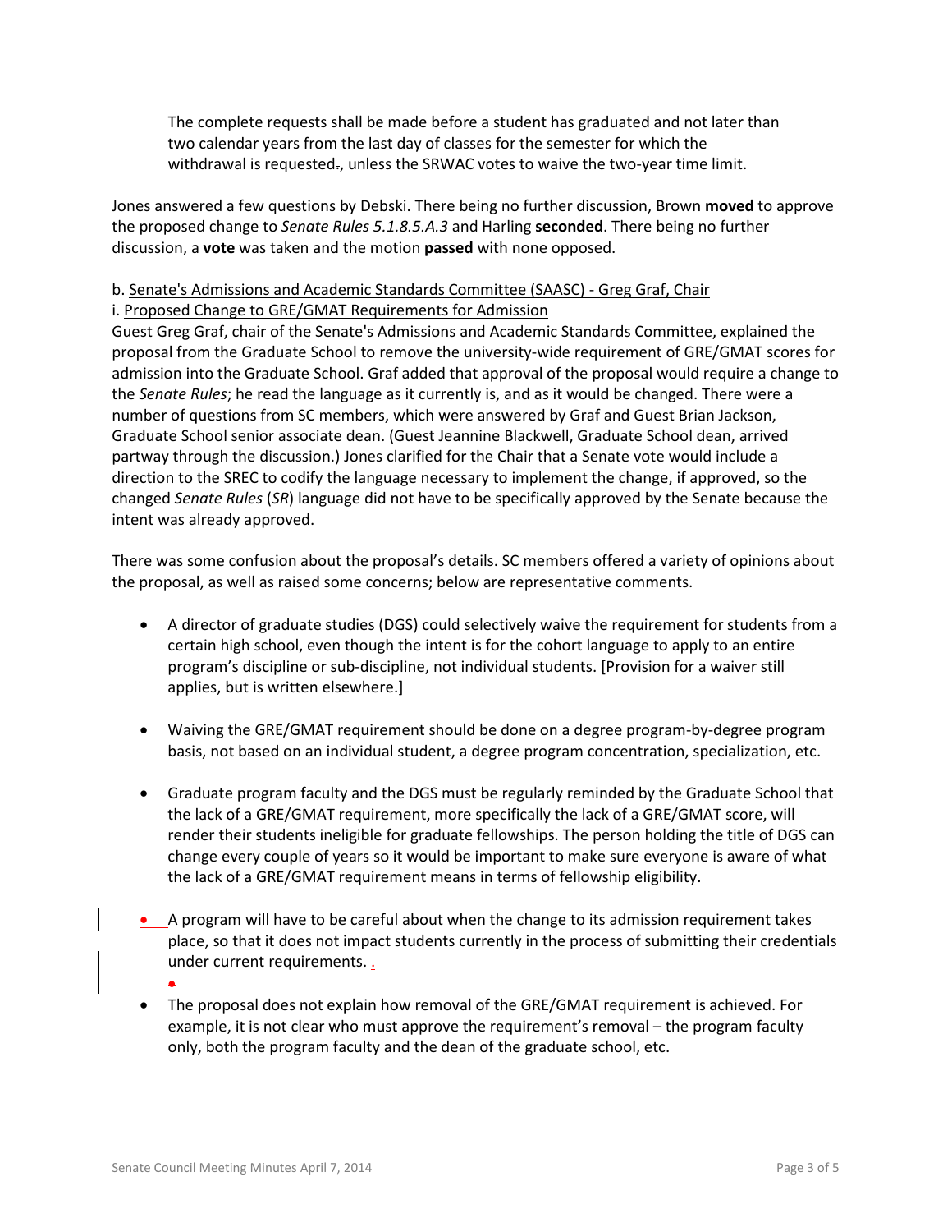The complete requests shall be made before a student has graduated and not later than two calendar years from the last day of classes for the semester for which the withdrawal is requested., unless the SRWAC votes to waive the two-year time limit.

Jones answered a few questions by Debski. There being no further discussion, Brown **moved** to approve the proposed change to *Senate Rules 5.1.8.5.A.3* and Harling **seconded**. There being no further discussion, a **vote** was taken and the motion **passed** with none opposed.

b. Senate's Admissions and Academic Standards Committee (SAASC) - Greg Graf, Chair

i. Proposed Change to GRE/GMAT Requirements for Admission

Guest Greg Graf, chair of the Senate's Admissions and Academic Standards Committee, explained the proposal from the Graduate School to remove the university-wide requirement of GRE/GMAT scores for admission into the Graduate School. Graf added that approval of the proposal would require a change to the *Senate Rules*; he read the language as it currently is, and as it would be changed. There were a number of questions from SC members, which were answered by Graf and Guest Brian Jackson, Graduate School senior associate dean. (Guest Jeannine Blackwell, Graduate School dean, arrived partway through the discussion.) Jones clarified for the Chair that a Senate vote would include a direction to the SREC to codify the language necessary to implement the change, if approved, so the changed *Senate Rules* (*SR*) language did not have to be specifically approved by the Senate because the intent was already approved.

There was some confusion about the proposal's details. SC members offered a variety of opinions about the proposal, as well as raised some concerns; below are representative comments.

- A director of graduate studies (DGS) could selectively waive the requirement for students from a certain high school, even though the intent is for the cohort language to apply to an entire program's discipline or sub-discipline, not individual students. [Provision for a waiver still applies, but is written elsewhere.]
- Waiving the GRE/GMAT requirement should be done on a degree program-by-degree program basis, not based on an individual student, a degree program concentration, specialization, etc.
- Graduate program faculty and the DGS must be regularly reminded by the Graduate School that the lack of a GRE/GMAT requirement, more specifically the lack of a GRE/GMAT score, will render their students ineligible for graduate fellowships. The person holding the title of DGS can change every couple of years so it would be important to make sure everyone is aware of what the lack of a GRE/GMAT requirement means in terms of fellowship eligibility.
- A program will have to be careful about when the change to its admission requirement takes place, so that it does not impact students currently in the process of submitting their credentials under current requirements. .
- The proposal does not explain how removal of the GRE/GMAT requirement is achieved. For example, it is not clear who must approve the requirement's removal – the program faculty only, both the program faculty and the dean of the graduate school, etc.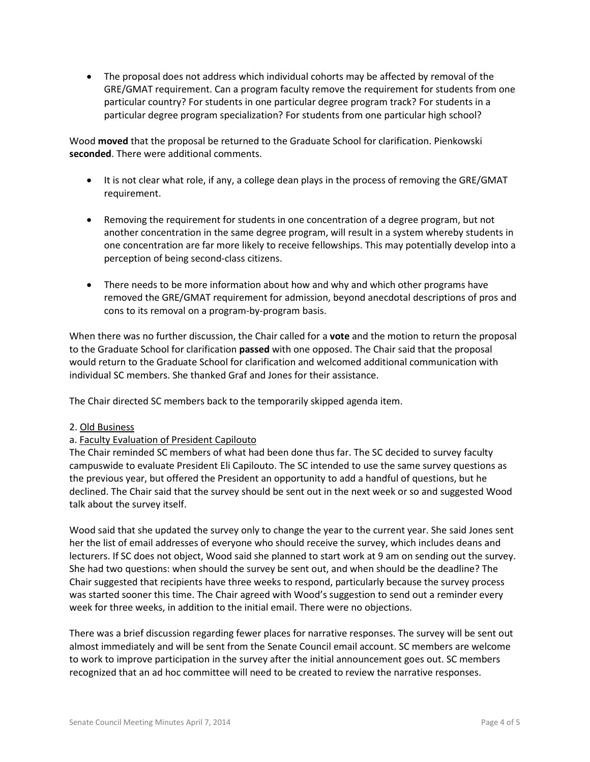- The proposal does not address which individual cohorts may be affected by removal of the GRE/GMAT requirement. Can a program faculty remove the requirement for students from one particular country? For students in one particular degree program track? For students in a particular degree program specialization? For students from one particular high school?

Wood **moved** that the proposal be returned to the Graduate School for clarification. Pienkowski **seconded**. There were additional comments.

- It is not clear what role, if any, a college dean plays in the process of removing the GRE/GMAT requirement.
- Removing the requirement for students in one concentration of a degree program, but not another concentration in the same degree program, will result in a system whereby students in one concentration are far more likely to receive fellowships. This may potentially develop into a perception of being second-class citizens.
- There needs to be more information about how and why and which other programs have removed the GRE/GMAT requirement for admission, beyond anecdotal descriptions of pros and cons to its removal on a program-by-program basis.

When there was no further discussion, the Chair called for a **vote** and the motion to return the proposal to the Graduate School for clarification **passed** with one opposed. The Chair said that the proposal would return to the Graduate School for clarification and welcomed additional communication with individual SC members. She thanked Graf and Jones for their assistance.

The Chair directed SC members back to the temporarily skipped agenda item.

2. Old Business

a. Faculty Evaluation of President Capilouto

The Chair reminded SC members of what had been done thus far. The SC decided to survey faculty campuswide to evaluate President Eli Capilouto. The SC intended to use the same survey questions as the previous year, but offered the President an opportunity to add a handful of questions, but he declined. The Chair said that the survey should be sent out in the next week or so and suggested Wood talk about the survey itself.

Wood said that she updated the survey only to change the year to the current year. She said Jones sent her the list of email addresses of everyone who should receive the survey, which includes deans and lecturers. If SC does not object, Wood said she planned to start work at 9 am on sending out the survey. She had two questions: when should the survey be sent out, and when should be the deadline? The Chair suggested that recipients have three weeks to respond, particularly because the survey process was started sooner this time. The Chair agreed with Wood's suggestion to send out a reminder every week for three weeks, in addition to the initial email. There were no objections.

There was a brief discussion regarding fewer places for narrative responses. The survey will be sent out almost immediately and will be sent from the Senate Council email account. SC members are welcome to work to improve participation in the survey after the initial announcement goes out. SC members recognized that an ad hoc committee will need to be created to review the narrative responses.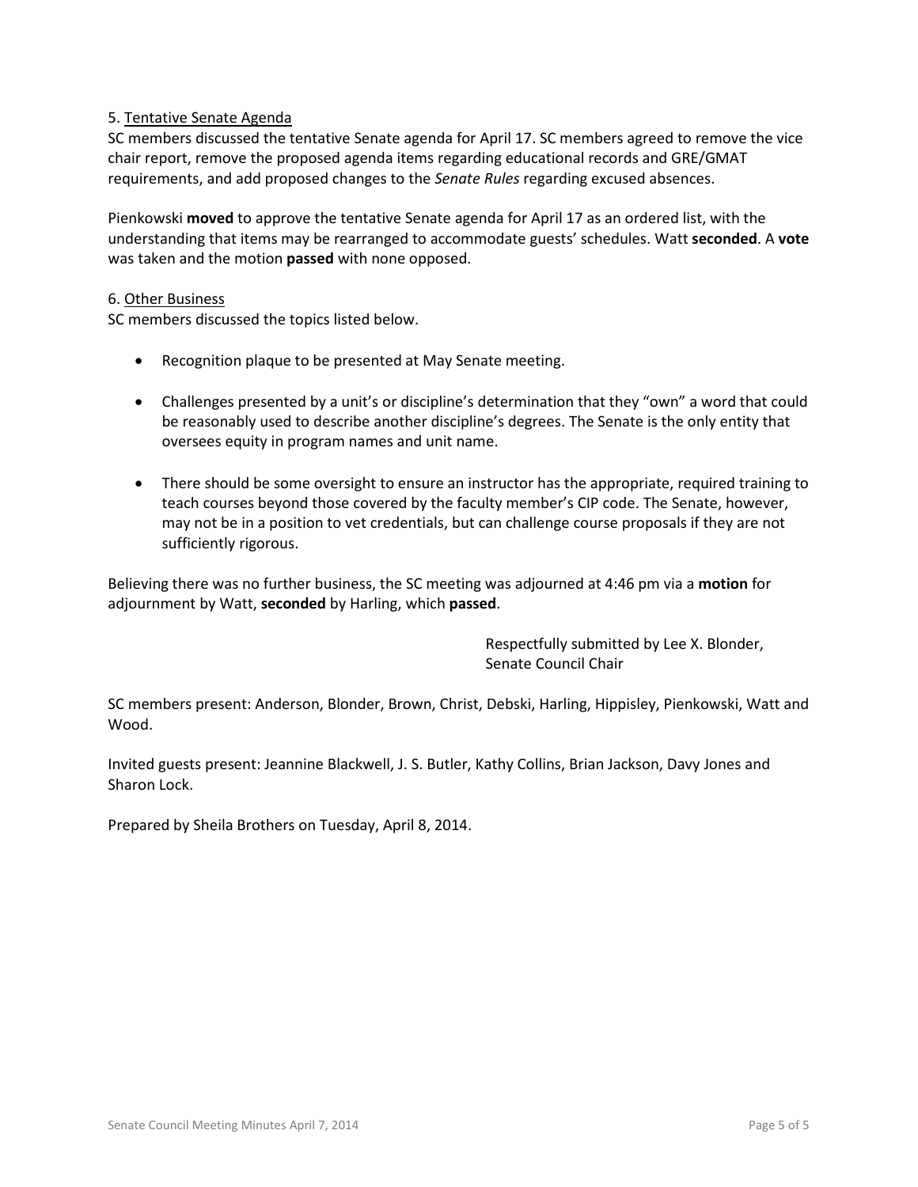5. Tentative Senate Agenda

SC members discussed the tentative Senate agenda for April 17. SC members agreed to remove the vice chair report, remove the proposed agenda items regarding educational records and GRE/GMAT requirements, and add proposed changes to the *Senate Rules* regarding excused absences.

Pienkowski **moved** to approve the tentative Senate agenda for April 17 as an ordered list, with the understanding that items may be rearranged to accommodate guests' schedules. Watt **seconded**. A **vote** was taken and the motion **passed** with none opposed.

6. Other Business

SC members discussed the topics listed below.

- Recognition plaque to be presented at May Senate meeting.
- Challenges presented by a unit's or discipline's determination that they "own" a word that could be reasonably used to describe another discipline's degrees. The Senate is the only entity that oversees equity in program names and unit name.
- There should be some oversight to ensure an instructor has the appropriate, required training to teach courses beyond those covered by the faculty member's CIP code. The Senate, however, may not be in a position to vet credentials, but can challenge course proposals if they are not sufficiently rigorous.

Believing there was no further business, the SC meeting was adjourned at 4:46 pm via a **motion** for adjournment by Watt, **seconded** by Harling, which **passed**.

Respectfully submitted by Lee X. Blonder,
Senate Council Chair

SC members present: Anderson, Blonder, Brown, Christ, Debski, Harling, Hippisley, Pienkowski, Watt and Wood.

Invited guests present: Jeannine Blackwell, J. S. Butler, Kathy Collins, Brian Jackson, Davy Jones and Sharon Lock.

Prepared by Sheila Brothers on Tuesday, April 8, 2014.